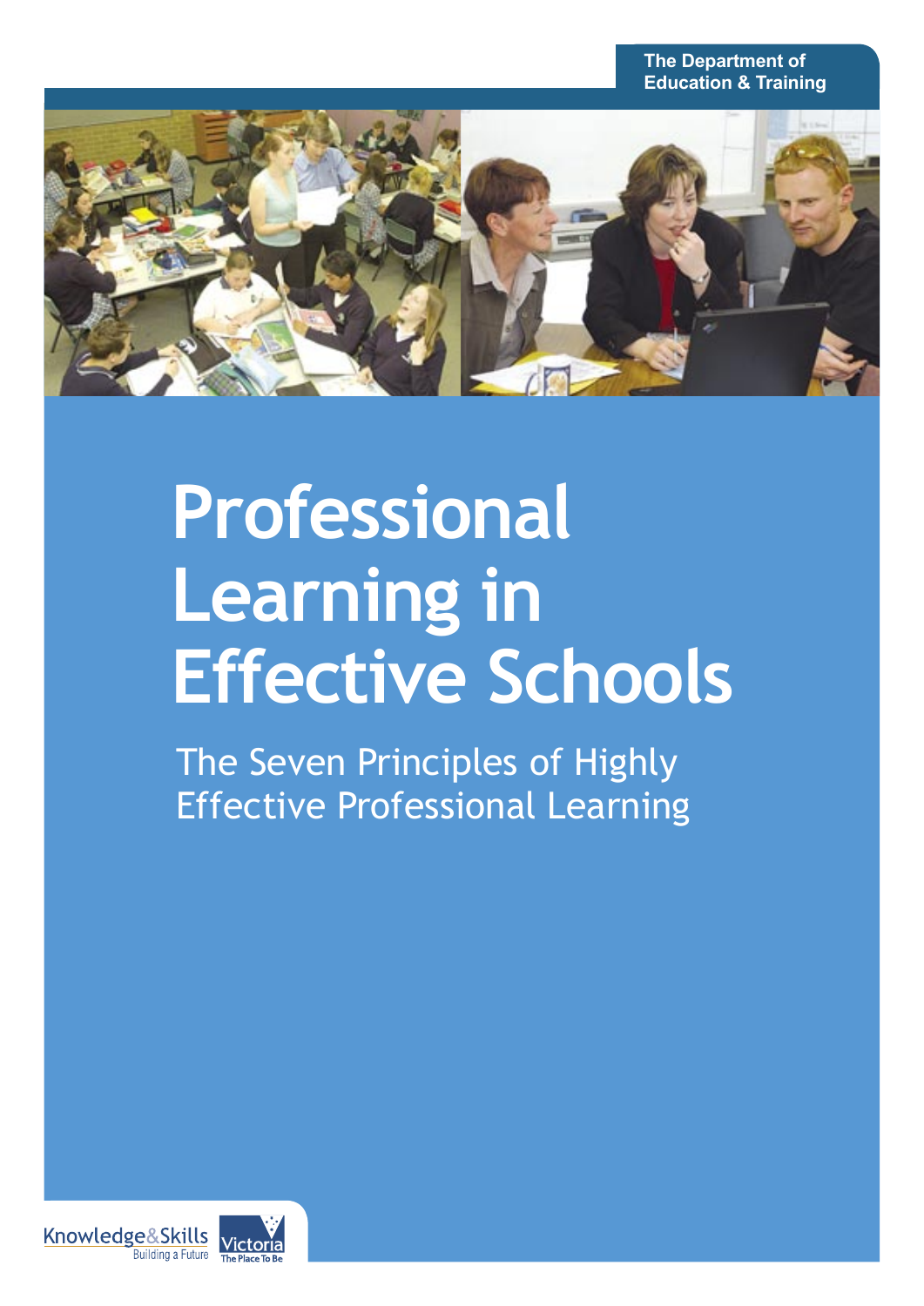The Department of Education & Training

# Professional Learning in Effective Schools

## The Seven Principles of Highly Effective Professional Learning

Knowledge&Skills Building a Future

Victoria The Place To Be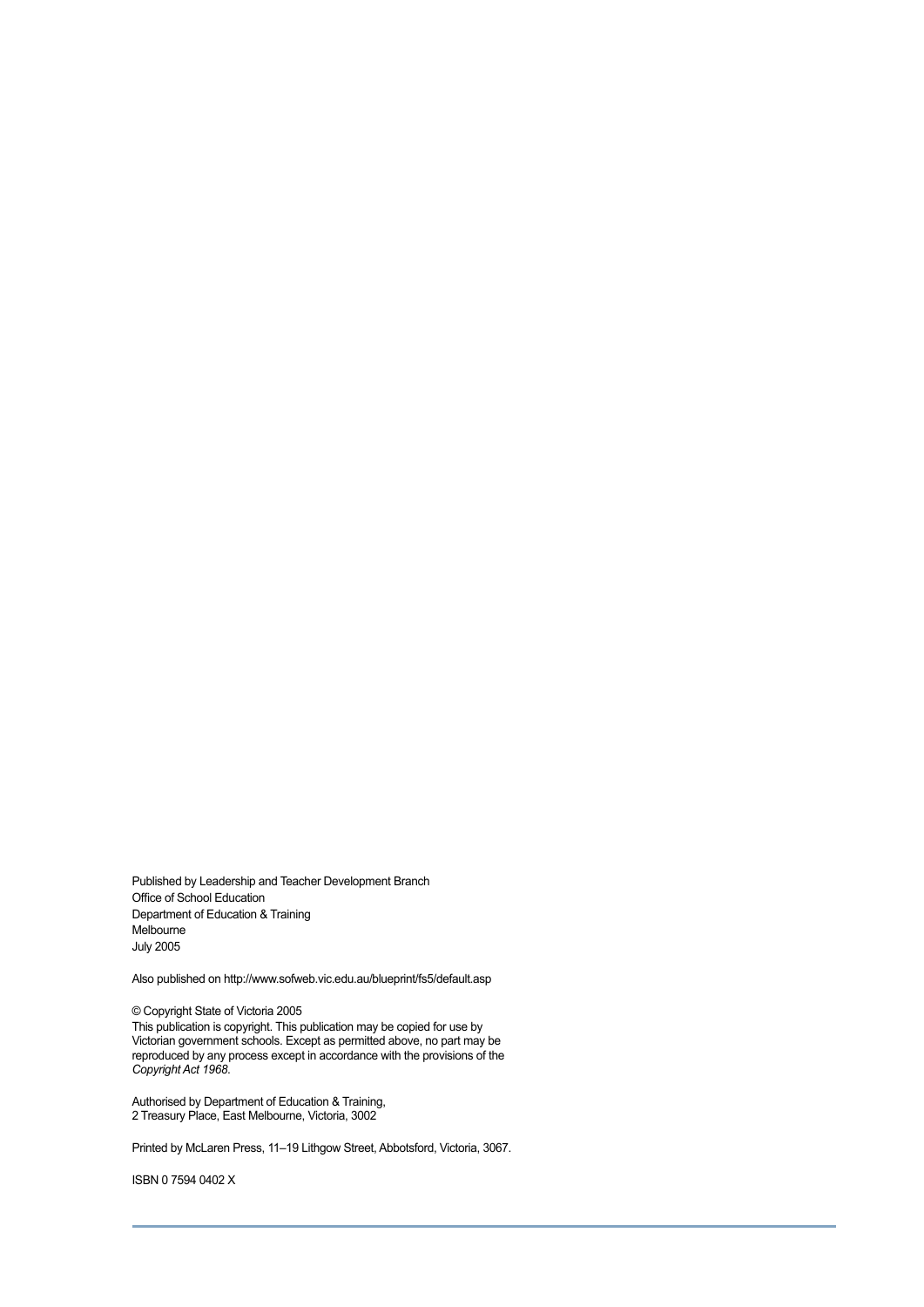Published by Leadership and Teacher Development Branch
Office of School Education
Department of Education & Training
Melbourne
July 2005

Also published on http://www.sofweb.vic.edu.au/blueprint/fs5/default.asp

© Copyright State of Victoria 2005
This publication is copyright. This publication may be copied for use by Victorian government schools. Except as permitted above, no part may be reproduced by any process except in accordance with the provisions of the *Copyright Act 1968*.

Authorised by Department of Education & Training,
2 Treasury Place, East Melbourne, Victoria, 3002

Printed by McLaren Press, 11–19 Lithgow Street, Abbotsford, Victoria, 3067.

ISBN 0 7594 0402 X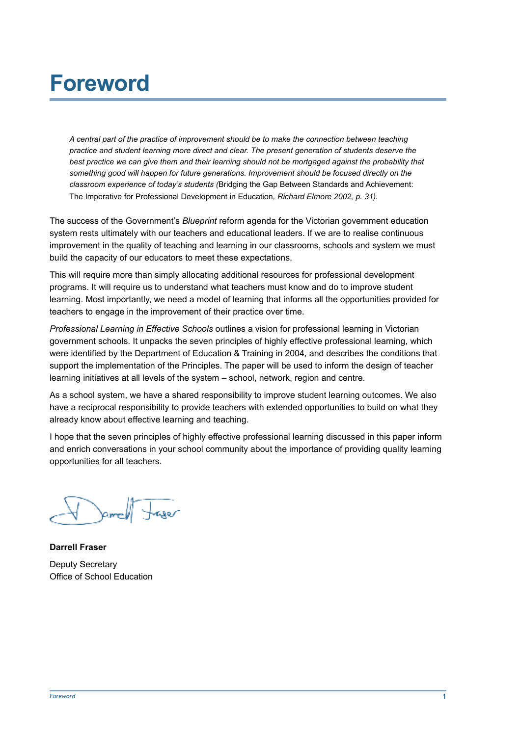# Foreword

> *A central part of the practice of improvement should be to make the connection between teaching practice and student learning more direct and clear. The present generation of students deserve the best practice we can give them and their learning should not be mortgaged against the probability that something good will happen for future generations. Improvement should be focused directly on the classroom experience of today's students (*Bridging the Gap Between Standards and Achievement: The Imperative for Professional Development in Education*, Richard Elmore 2002, p. 31).*

The success of the Government's *Blueprint* reform agenda for the Victorian government education system rests ultimately with our teachers and educational leaders. If we are to realise continuous improvement in the quality of teaching and learning in our classrooms, schools and system we must build the capacity of our educators to meet these expectations.

This will require more than simply allocating additional resources for professional development programs. It will require us to understand what teachers must know and do to improve student learning. Most importantly, we need a model of learning that informs all the opportunities provided for teachers to engage in the improvement of their practice over time.

*Professional Learning in Effective Schools* outlines a vision for professional learning in Victorian government schools. It unpacks the seven principles of highly effective professional learning, which were identified by the Department of Education & Training in 2004, and describes the conditions that support the implementation of the Principles. The paper will be used to inform the design of teacher learning initiatives at all levels of the system – school, network, region and centre.

As a school system, we have a shared responsibility to improve student learning outcomes. We also have a reciprocal responsibility to provide teachers with extended opportunities to build on what they already know about effective learning and teaching.

I hope that the seven principles of highly effective professional learning discussed in this paper inform and enrich conversations in your school community about the importance of providing quality learning opportunities for all teachers.

**Darrell Fraser**

Deputy Secretary
Office of School Education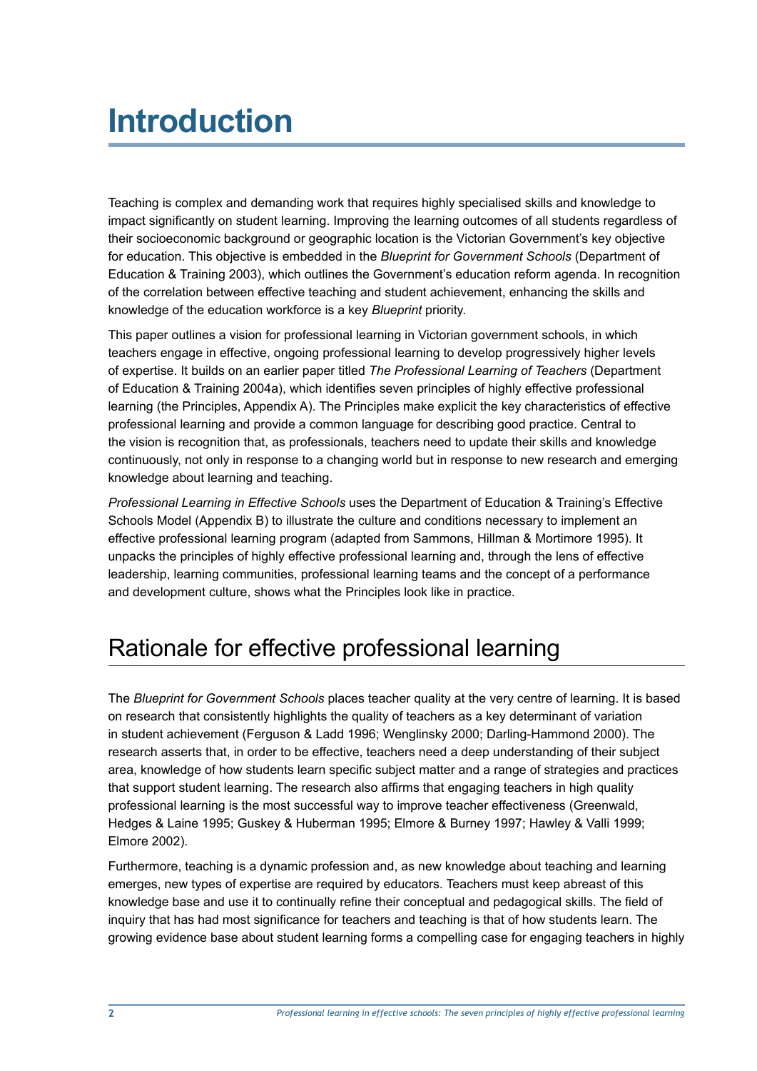# Introduction

Teaching is complex and demanding work that requires highly specialised skills and knowledge to impact significantly on student learning. Improving the learning outcomes of all students regardless of their socioeconomic background or geographic location is the Victorian Government's key objective for education. This objective is embedded in the *Blueprint for Government Schools* (Department of Education & Training 2003), which outlines the Government's education reform agenda. In recognition of the correlation between effective teaching and student achievement, enhancing the skills and knowledge of the education workforce is a key *Blueprint* priority.

This paper outlines a vision for professional learning in Victorian government schools, in which teachers engage in effective, ongoing professional learning to develop progressively higher levels of expertise. It builds on an earlier paper titled *The Professional Learning of Teachers* (Department of Education & Training 2004a), which identifies seven principles of highly effective professional learning (the Principles, Appendix A). The Principles make explicit the key characteristics of effective professional learning and provide a common language for describing good practice. Central to the vision is recognition that, as professionals, teachers need to update their skills and knowledge continuously, not only in response to a changing world but in response to new research and emerging knowledge about learning and teaching.

*Professional Learning in Effective Schools* uses the Department of Education & Training's Effective Schools Model (Appendix B) to illustrate the culture and conditions necessary to implement an effective professional learning program (adapted from Sammons, Hillman & Mortimore 1995). It unpacks the principles of highly effective professional learning and, through the lens of effective leadership, learning communities, professional learning teams and the concept of a performance and development culture, shows what the Principles look like in practice.

## Rationale for effective professional learning

The *Blueprint for Government Schools* places teacher quality at the very centre of learning. It is based on research that consistently highlights the quality of teachers as a key determinant of variation in student achievement (Ferguson & Ladd 1996; Wenglinsky 2000; Darling-Hammond 2000). The research asserts that, in order to be effective, teachers need a deep understanding of their subject area, knowledge of how students learn specific subject matter and a range of strategies and practices that support student learning. The research also affirms that engaging teachers in high quality professional learning is the most successful way to improve teacher effectiveness (Greenwald, Hedges & Laine 1995; Guskey & Huberman 1995; Elmore & Burney 1997; Hawley & Valli 1999; Elmore 2002).

Furthermore, teaching is a dynamic profession and, as new knowledge about teaching and learning emerges, new types of expertise are required by educators. Teachers must keep abreast of this knowledge base and use it to continually refine their conceptual and pedagogical skills. The field of inquiry that has had most significance for teachers and teaching is that of how students learn. The growing evidence base about student learning forms a compelling case for engaging teachers in highly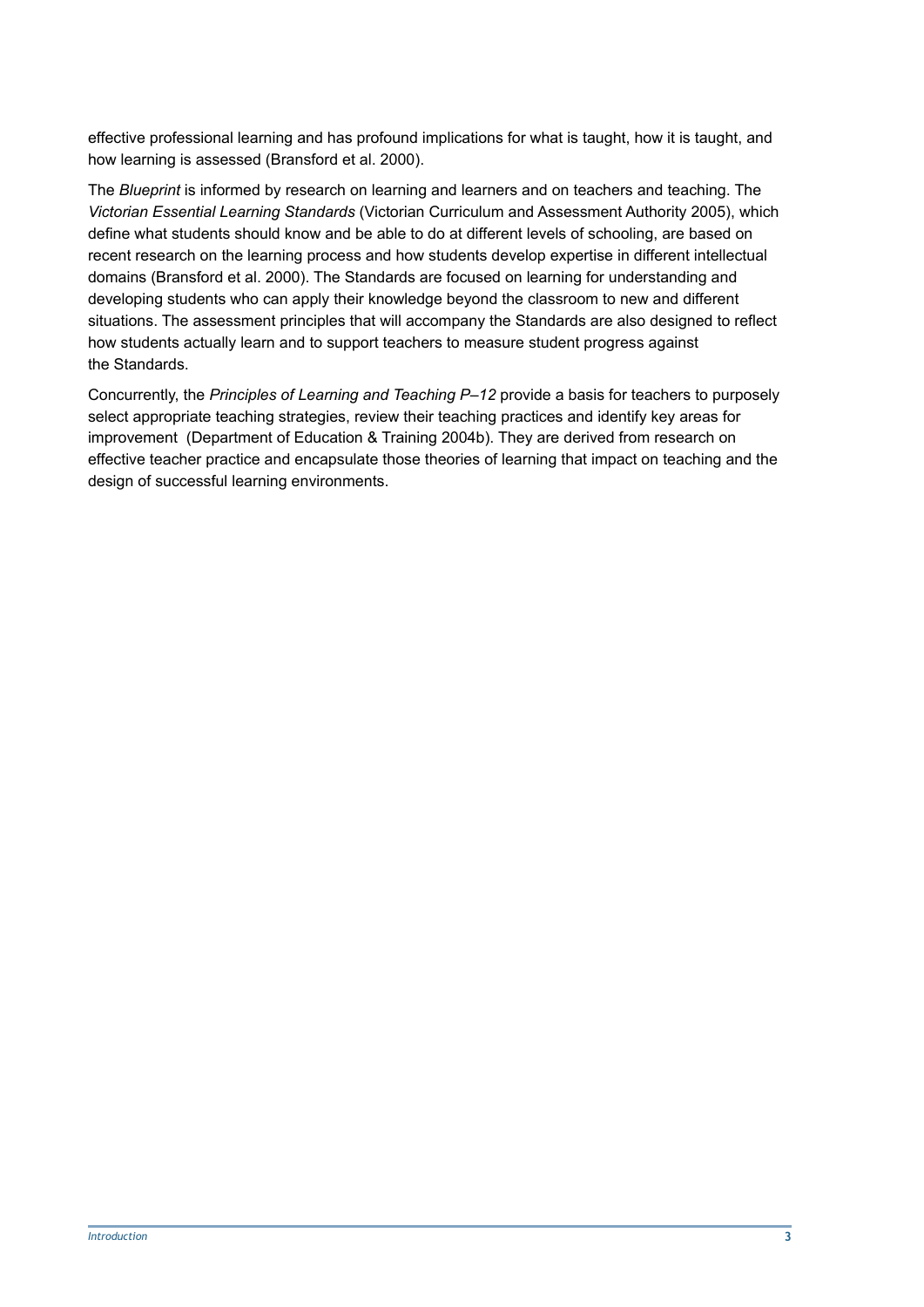effective professional learning and has profound implications for what is taught, how it is taught, and how learning is assessed (Bransford et al. 2000).

The *Blueprint* is informed by research on learning and learners and on teachers and teaching. The *Victorian Essential Learning Standards* (Victorian Curriculum and Assessment Authority 2005), which define what students should know and be able to do at different levels of schooling, are based on recent research on the learning process and how students develop expertise in different intellectual domains (Bransford et al. 2000). The Standards are focused on learning for understanding and developing students who can apply their knowledge beyond the classroom to new and different situations. The assessment principles that will accompany the Standards are also designed to reflect how students actually learn and to support teachers to measure student progress against the Standards.

Concurrently, the *Principles of Learning and Teaching P–12* provide a basis for teachers to purposely select appropriate teaching strategies, review their teaching practices and identify key areas for improvement (Department of Education & Training 2004b). They are derived from research on effective teacher practice and encapsulate those theories of learning that impact on teaching and the design of successful learning environments.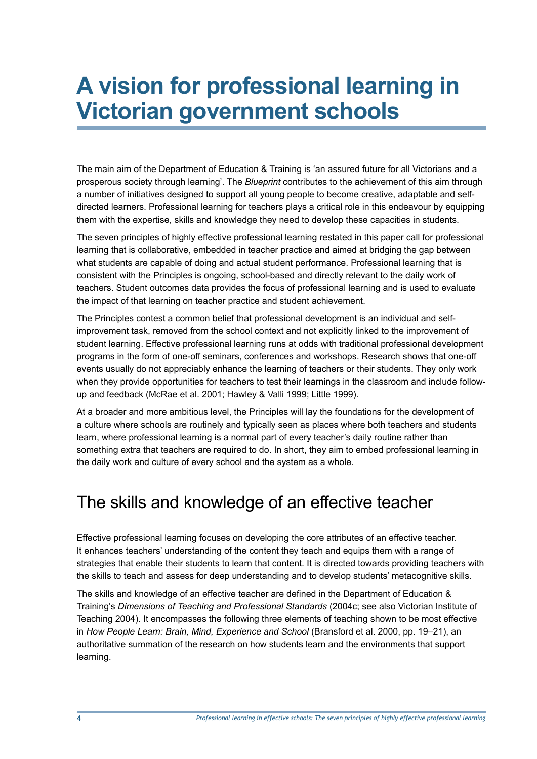# A vision for professional learning in Victorian government schools

The main aim of the Department of Education & Training is 'an assured future for all Victorians and a prosperous society through learning'. The *Blueprint* contributes to the achievement of this aim through a number of initiatives designed to support all young people to become creative, adaptable and self-directed learners. Professional learning for teachers plays a critical role in this endeavour by equipping them with the expertise, skills and knowledge they need to develop these capacities in students.

The seven principles of highly effective professional learning restated in this paper call for professional learning that is collaborative, embedded in teacher practice and aimed at bridging the gap between what students are capable of doing and actual student performance. Professional learning that is consistent with the Principles is ongoing, school-based and directly relevant to the daily work of teachers. Student outcomes data provides the focus of professional learning and is used to evaluate the impact of that learning on teacher practice and student achievement.

The Principles contest a common belief that professional development is an individual and self-improvement task, removed from the school context and not explicitly linked to the improvement of student learning. Effective professional learning runs at odds with traditional professional development programs in the form of one-off seminars, conferences and workshops. Research shows that one-off events usually do not appreciably enhance the learning of teachers or their students. They only work when they provide opportunities for teachers to test their learnings in the classroom and include follow-up and feedback (McRae et al. 2001; Hawley & Valli 1999; Little 1999).

At a broader and more ambitious level, the Principles will lay the foundations for the development of a culture where schools are routinely and typically seen as places where both teachers and students learn, where professional learning is a normal part of every teacher's daily routine rather than something extra that teachers are required to do. In short, they aim to embed professional learning in the daily work and culture of every school and the system as a whole.

## The skills and knowledge of an effective teacher

Effective professional learning focuses on developing the core attributes of an effective teacher. It enhances teachers' understanding of the content they teach and equips them with a range of strategies that enable their students to learn that content. It is directed towards providing teachers with the skills to teach and assess for deep understanding and to develop students' metacognitive skills.

The skills and knowledge of an effective teacher are defined in the Department of Education & Training's *Dimensions of Teaching and Professional Standards* (2004c; see also Victorian Institute of Teaching 2004). It encompasses the following three elements of teaching shown to be most effective in *How People Learn: Brain, Mind, Experience and School* (Bransford et al. 2000, pp. 19–21), an authoritative summation of the research on how students learn and the environments that support learning.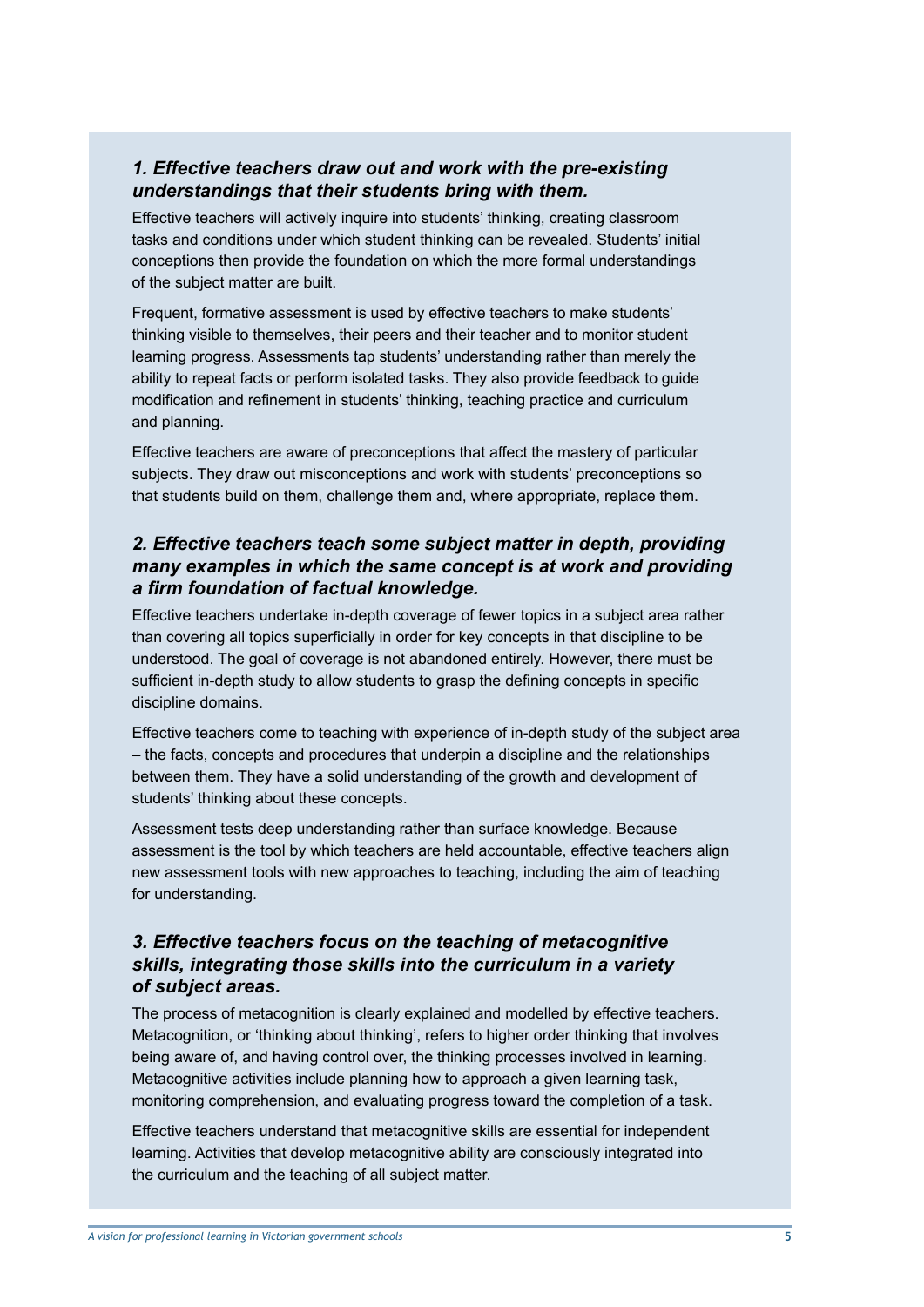### *1. Effective teachers draw out and work with the pre-existing understandings that their students bring with them.*

Effective teachers will actively inquire into students' thinking, creating classroom tasks and conditions under which student thinking can be revealed. Students' initial conceptions then provide the foundation on which the more formal understandings of the subject matter are built.

Frequent, formative assessment is used by effective teachers to make students' thinking visible to themselves, their peers and their teacher and to monitor student learning progress. Assessments tap students' understanding rather than merely the ability to repeat facts or perform isolated tasks. They also provide feedback to guide modification and refinement in students' thinking, teaching practice and curriculum and planning.

Effective teachers are aware of preconceptions that affect the mastery of particular subjects. They draw out misconceptions and work with students' preconceptions so that students build on them, challenge them and, where appropriate, replace them.

### *2. Effective teachers teach some subject matter in depth, providing many examples in which the same concept is at work and providing a firm foundation of factual knowledge.*

Effective teachers undertake in-depth coverage of fewer topics in a subject area rather than covering all topics superficially in order for key concepts in that discipline to be understood. The goal of coverage is not abandoned entirely. However, there must be sufficient in-depth study to allow students to grasp the defining concepts in specific discipline domains.

Effective teachers come to teaching with experience of in-depth study of the subject area – the facts, concepts and procedures that underpin a discipline and the relationships between them. They have a solid understanding of the growth and development of students' thinking about these concepts.

Assessment tests deep understanding rather than surface knowledge. Because assessment is the tool by which teachers are held accountable, effective teachers align new assessment tools with new approaches to teaching, including the aim of teaching for understanding.

### *3. Effective teachers focus on the teaching of metacognitive skills, integrating those skills into the curriculum in a variety of subject areas.*

The process of metacognition is clearly explained and modelled by effective teachers. Metacognition, or 'thinking about thinking', refers to higher order thinking that involves being aware of, and having control over, the thinking processes involved in learning. Metacognitive activities include planning how to approach a given learning task, monitoring comprehension, and evaluating progress toward the completion of a task.

Effective teachers understand that metacognitive skills are essential for independent learning. Activities that develop metacognitive ability are consciously integrated into the curriculum and the teaching of all subject matter.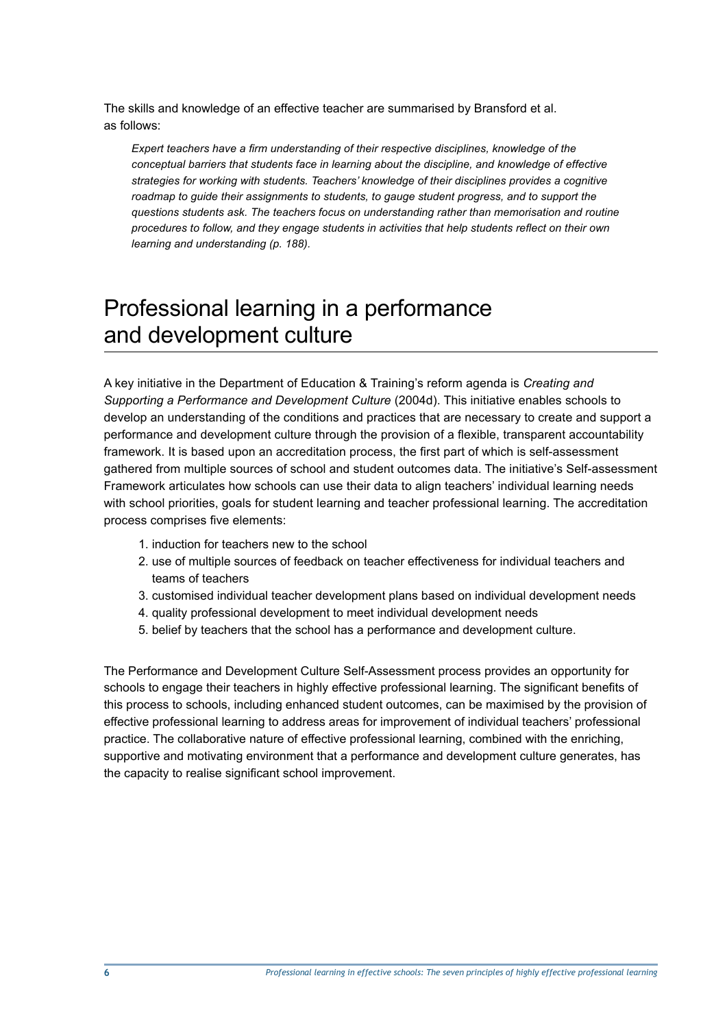The skills and knowledge of an effective teacher are summarised by Bransford et al. as follows:

> *Expert teachers have a firm understanding of their respective disciplines, knowledge of the conceptual barriers that students face in learning about the discipline, and knowledge of effective strategies for working with students. Teachers' knowledge of their disciplines provides a cognitive roadmap to guide their assignments to students, to gauge student progress, and to support the questions students ask. The teachers focus on understanding rather than memorisation and routine procedures to follow, and they engage students in activities that help students reflect on their own learning and understanding (p. 188).*

## Professional learning in a performance and development culture

A key initiative in the Department of Education & Training's reform agenda is *Creating and Supporting a Performance and Development Culture* (2004d). This initiative enables schools to develop an understanding of the conditions and practices that are necessary to create and support a performance and development culture through the provision of a flexible, transparent accountability framework. It is based upon an accreditation process, the first part of which is self-assessment gathered from multiple sources of school and student outcomes data. The initiative's Self-assessment Framework articulates how schools can use their data to align teachers' individual learning needs with school priorities, goals for student learning and teacher professional learning. The accreditation process comprises five elements:

1. induction for teachers new to the school
2. use of multiple sources of feedback on teacher effectiveness for individual teachers and teams of teachers
3. customised individual teacher development plans based on individual development needs
4. quality professional development to meet individual development needs
5. belief by teachers that the school has a performance and development culture.

The Performance and Development Culture Self-Assessment process provides an opportunity for schools to engage their teachers in highly effective professional learning. The significant benefits of this process to schools, including enhanced student outcomes, can be maximised by the provision of effective professional learning to address areas for improvement of individual teachers' professional practice. The collaborative nature of effective professional learning, combined with the enriching, supportive and motivating environment that a performance and development culture generates, has the capacity to realise significant school improvement.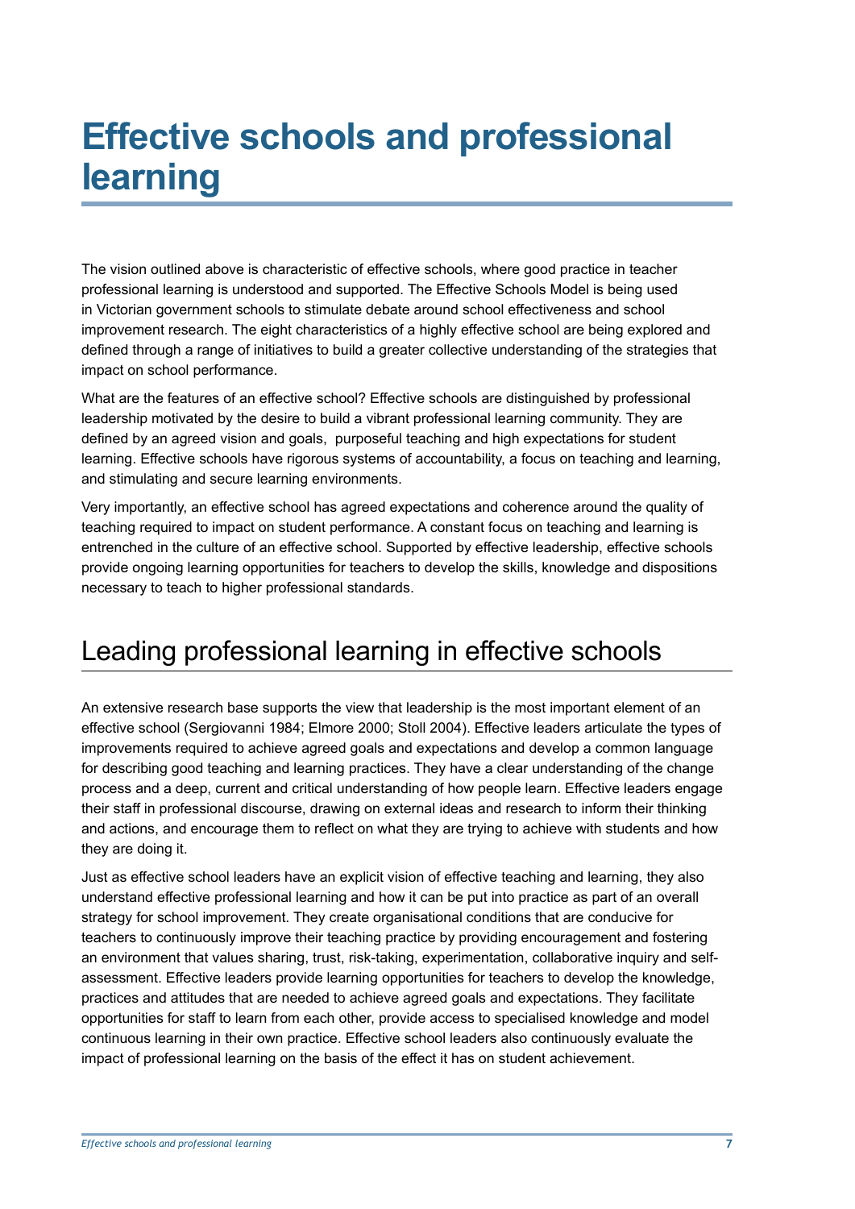# Effective schools and professional learning

The vision outlined above is characteristic of effective schools, where good practice in teacher professional learning is understood and supported. The Effective Schools Model is being used in Victorian government schools to stimulate debate around school effectiveness and school improvement research. The eight characteristics of a highly effective school are being explored and defined through a range of initiatives to build a greater collective understanding of the strategies that impact on school performance.

What are the features of an effective school? Effective schools are distinguished by professional leadership motivated by the desire to build a vibrant professional learning community. They are defined by an agreed vision and goals, purposeful teaching and high expectations for student learning. Effective schools have rigorous systems of accountability, a focus on teaching and learning, and stimulating and secure learning environments.

Very importantly, an effective school has agreed expectations and coherence around the quality of teaching required to impact on student performance. A constant focus on teaching and learning is entrenched in the culture of an effective school. Supported by effective leadership, effective schools provide ongoing learning opportunities for teachers to develop the skills, knowledge and dispositions necessary to teach to higher professional standards.

## Leading professional learning in effective schools

An extensive research base supports the view that leadership is the most important element of an effective school (Sergiovanni 1984; Elmore 2000; Stoll 2004). Effective leaders articulate the types of improvements required to achieve agreed goals and expectations and develop a common language for describing good teaching and learning practices. They have a clear understanding of the change process and a deep, current and critical understanding of how people learn. Effective leaders engage their staff in professional discourse, drawing on external ideas and research to inform their thinking and actions, and encourage them to reflect on what they are trying to achieve with students and how they are doing it.

Just as effective school leaders have an explicit vision of effective teaching and learning, they also understand effective professional learning and how it can be put into practice as part of an overall strategy for school improvement. They create organisational conditions that are conducive for teachers to continuously improve their teaching practice by providing encouragement and fostering an environment that values sharing, trust, risk-taking, experimentation, collaborative inquiry and self-assessment. Effective leaders provide learning opportunities for teachers to develop the knowledge, practices and attitudes that are needed to achieve agreed goals and expectations. They facilitate opportunities for staff to learn from each other, provide access to specialised knowledge and model continuous learning in their own practice. Effective school leaders also continuously evaluate the impact of professional learning on the basis of the effect it has on student achievement.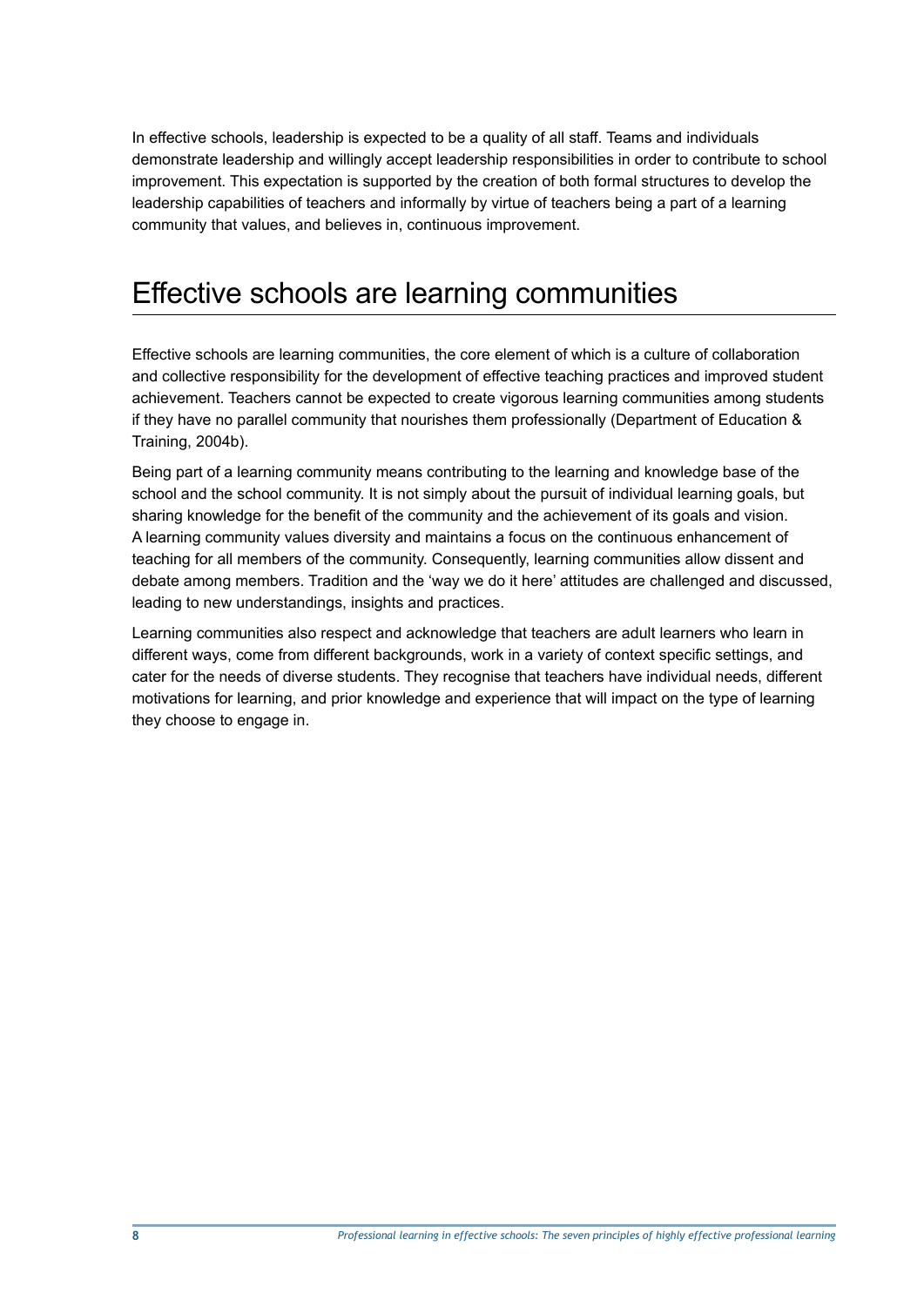In effective schools, leadership is expected to be a quality of all staff. Teams and individuals demonstrate leadership and willingly accept leadership responsibilities in order to contribute to school improvement. This expectation is supported by the creation of both formal structures to develop the leadership capabilities of teachers and informally by virtue of teachers being a part of a learning community that values, and believes in, continuous improvement.

## Effective schools are learning communities

Effective schools are learning communities, the core element of which is a culture of collaboration and collective responsibility for the development of effective teaching practices and improved student achievement. Teachers cannot be expected to create vigorous learning communities among students if they have no parallel community that nourishes them professionally (Department of Education & Training, 2004b).

Being part of a learning community means contributing to the learning and knowledge base of the school and the school community. It is not simply about the pursuit of individual learning goals, but sharing knowledge for the benefit of the community and the achievement of its goals and vision. A learning community values diversity and maintains a focus on the continuous enhancement of teaching for all members of the community. Consequently, learning communities allow dissent and debate among members. Tradition and the 'way we do it here' attitudes are challenged and discussed, leading to new understandings, insights and practices.

Learning communities also respect and acknowledge that teachers are adult learners who learn in different ways, come from different backgrounds, work in a variety of context specific settings, and cater for the needs of diverse students. They recognise that teachers have individual needs, different motivations for learning, and prior knowledge and experience that will impact on the type of learning they choose to engage in.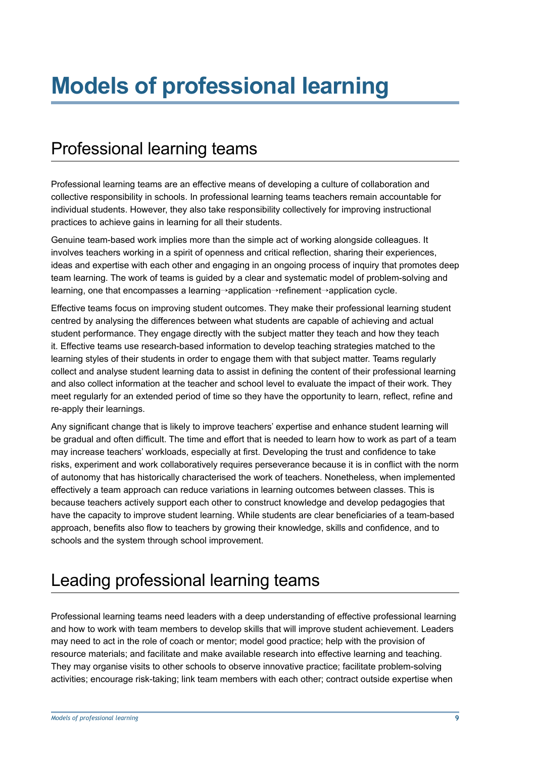# Models of professional learning

## Professional learning teams

Professional learning teams are an effective means of developing a culture of collaboration and collective responsibility in schools. In professional learning teams teachers remain accountable for individual students. However, they also take responsibility collectively for improving instructional practices to achieve gains in learning for all their students.

Genuine team-based work implies more than the simple act of working alongside colleagues. It involves teachers working in a spirit of openness and critical reflection, sharing their experiences, ideas and expertise with each other and engaging in an ongoing process of inquiry that promotes deep team learning. The work of teams is guided by a clear and systematic model of problem-solving and learning, one that encompasses a learning→application→refinement→application cycle.

Effective teams focus on improving student outcomes. They make their professional learning student centred by analysing the differences between what students are capable of achieving and actual student performance. They engage directly with the subject matter they teach and how they teach it. Effective teams use research-based information to develop teaching strategies matched to the learning styles of their students in order to engage them with that subject matter. Teams regularly collect and analyse student learning data to assist in defining the content of their professional learning and also collect information at the teacher and school level to evaluate the impact of their work. They meet regularly for an extended period of time so they have the opportunity to learn, reflect, refine and re-apply their learnings.

Any significant change that is likely to improve teachers' expertise and enhance student learning will be gradual and often difficult. The time and effort that is needed to learn how to work as part of a team may increase teachers' workloads, especially at first. Developing the trust and confidence to take risks, experiment and work collaboratively requires perseverance because it is in conflict with the norm of autonomy that has historically characterised the work of teachers. Nonetheless, when implemented effectively a team approach can reduce variations in learning outcomes between classes. This is because teachers actively support each other to construct knowledge and develop pedagogies that have the capacity to improve student learning. While students are clear beneficiaries of a team-based approach, benefits also flow to teachers by growing their knowledge, skills and confidence, and to schools and the system through school improvement.

## Leading professional learning teams

Professional learning teams need leaders with a deep understanding of effective professional learning and how to work with team members to develop skills that will improve student achievement. Leaders may need to act in the role of coach or mentor; model good practice; help with the provision of resource materials; and facilitate and make available research into effective learning and teaching. They may organise visits to other schools to observe innovative practice; facilitate problem-solving activities; encourage risk-taking; link team members with each other; contract outside expertise when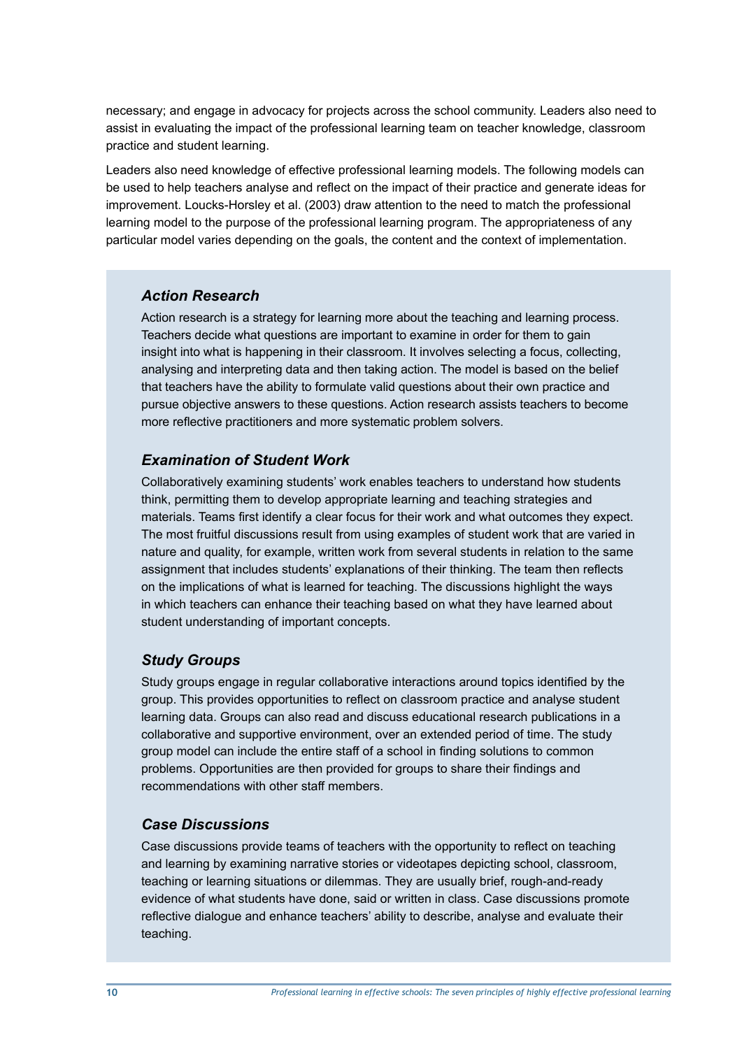necessary; and engage in advocacy for projects across the school community. Leaders also need to assist in evaluating the impact of the professional learning team on teacher knowledge, classroom practice and student learning.

Leaders also need knowledge of effective professional learning models. The following models can be used to help teachers analyse and reflect on the impact of their practice and generate ideas for improvement. Loucks-Horsley et al. (2003) draw attention to the need to match the professional learning model to the purpose of the professional learning program. The appropriateness of any particular model varies depending on the goals, the content and the context of implementation.

### *Action Research*

Action research is a strategy for learning more about the teaching and learning process. Teachers decide what questions are important to examine in order for them to gain insight into what is happening in their classroom. It involves selecting a focus, collecting, analysing and interpreting data and then taking action. The model is based on the belief that teachers have the ability to formulate valid questions about their own practice and pursue objective answers to these questions. Action research assists teachers to become more reflective practitioners and more systematic problem solvers.

### *Examination of Student Work*

Collaboratively examining students' work enables teachers to understand how students think, permitting them to develop appropriate learning and teaching strategies and materials. Teams first identify a clear focus for their work and what outcomes they expect. The most fruitful discussions result from using examples of student work that are varied in nature and quality, for example, written work from several students in relation to the same assignment that includes students' explanations of their thinking. The team then reflects on the implications of what is learned for teaching. The discussions highlight the ways in which teachers can enhance their teaching based on what they have learned about student understanding of important concepts.

### *Study Groups*

Study groups engage in regular collaborative interactions around topics identified by the group. This provides opportunities to reflect on classroom practice and analyse student learning data. Groups can also read and discuss educational research publications in a collaborative and supportive environment, over an extended period of time. The study group model can include the entire staff of a school in finding solutions to common problems. Opportunities are then provided for groups to share their findings and recommendations with other staff members.

### *Case Discussions*

Case discussions provide teams of teachers with the opportunity to reflect on teaching and learning by examining narrative stories or videotapes depicting school, classroom, teaching or learning situations or dilemmas. They are usually brief, rough-and-ready evidence of what students have done, said or written in class. Case discussions promote reflective dialogue and enhance teachers' ability to describe, analyse and evaluate their teaching.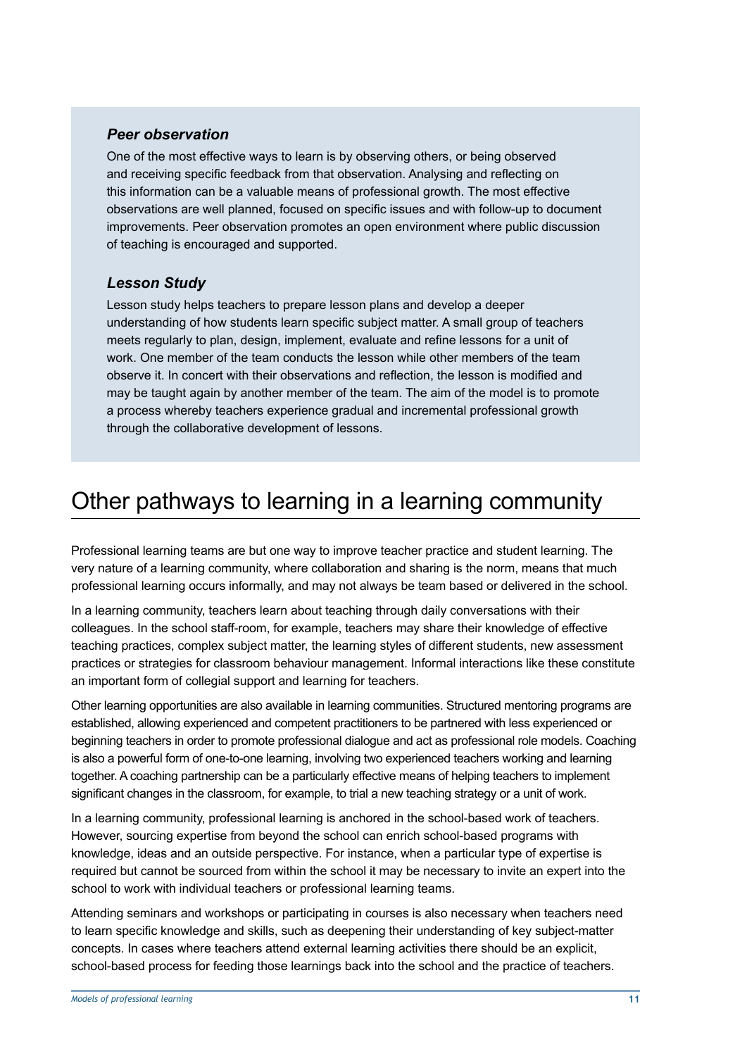### *Peer observation*

One of the most effective ways to learn is by observing others, or being observed and receiving specific feedback from that observation. Analysing and reflecting on this information can be a valuable means of professional growth. The most effective observations are well planned, focused on specific issues and with follow-up to document improvements. Peer observation promotes an open environment where public discussion of teaching is encouraged and supported.

### *Lesson Study*

Lesson study helps teachers to prepare lesson plans and develop a deeper understanding of how students learn specific subject matter. A small group of teachers meets regularly to plan, design, implement, evaluate and refine lessons for a unit of work. One member of the team conducts the lesson while other members of the team observe it. In concert with their observations and reflection, the lesson is modified and may be taught again by another member of the team. The aim of the model is to promote a process whereby teachers experience gradual and incremental professional growth through the collaborative development of lessons.

# Other pathways to learning in a learning community

Professional learning teams are but one way to improve teacher practice and student learning. The very nature of a learning community, where collaboration and sharing is the norm, means that much professional learning occurs informally, and may not always be team based or delivered in the school.

In a learning community, teachers learn about teaching through daily conversations with their colleagues. In the school staff-room, for example, teachers may share their knowledge of effective teaching practices, complex subject matter, the learning styles of different students, new assessment practices or strategies for classroom behaviour management. Informal interactions like these constitute an important form of collegial support and learning for teachers.

Other learning opportunities are also available in learning communities. Structured mentoring programs are established, allowing experienced and competent practitioners to be partnered with less experienced or beginning teachers in order to promote professional dialogue and act as professional role models. Coaching is also a powerful form of one-to-one learning, involving two experienced teachers working and learning together. A coaching partnership can be a particularly effective means of helping teachers to implement significant changes in the classroom, for example, to trial a new teaching strategy or a unit of work.

In a learning community, professional learning is anchored in the school-based work of teachers. However, sourcing expertise from beyond the school can enrich school-based programs with knowledge, ideas and an outside perspective. For instance, when a particular type of expertise is required but cannot be sourced from within the school it may be necessary to invite an expert into the school to work with individual teachers or professional learning teams.

Attending seminars and workshops or participating in courses is also necessary when teachers need to learn specific knowledge and skills, such as deepening their understanding of key subject-matter concepts. In cases where teachers attend external learning activities there should be an explicit, school-based process for feeding those learnings back into the school and the practice of teachers.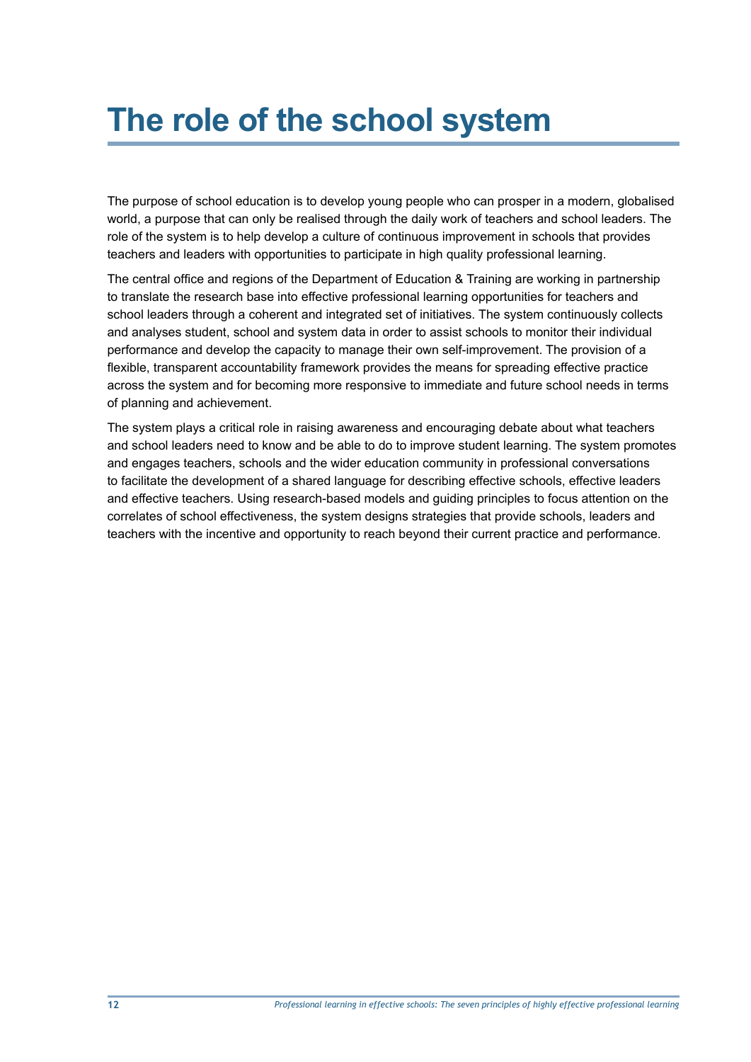# The role of the school system

The purpose of school education is to develop young people who can prosper in a modern, globalised world, a purpose that can only be realised through the daily work of teachers and school leaders. The role of the system is to help develop a culture of continuous improvement in schools that provides teachers and leaders with opportunities to participate in high quality professional learning.

The central office and regions of the Department of Education & Training are working in partnership to translate the research base into effective professional learning opportunities for teachers and school leaders through a coherent and integrated set of initiatives. The system continuously collects and analyses student, school and system data in order to assist schools to monitor their individual performance and develop the capacity to manage their own self-improvement. The provision of a flexible, transparent accountability framework provides the means for spreading effective practice across the system and for becoming more responsive to immediate and future school needs in terms of planning and achievement.

The system plays a critical role in raising awareness and encouraging debate about what teachers and school leaders need to know and be able to do to improve student learning. The system promotes and engages teachers, schools and the wider education community in professional conversations to facilitate the development of a shared language for describing effective schools, effective leaders and effective teachers. Using research-based models and guiding principles to focus attention on the correlates of school effectiveness, the system designs strategies that provide schools, leaders and teachers with the incentive and opportunity to reach beyond their current practice and performance.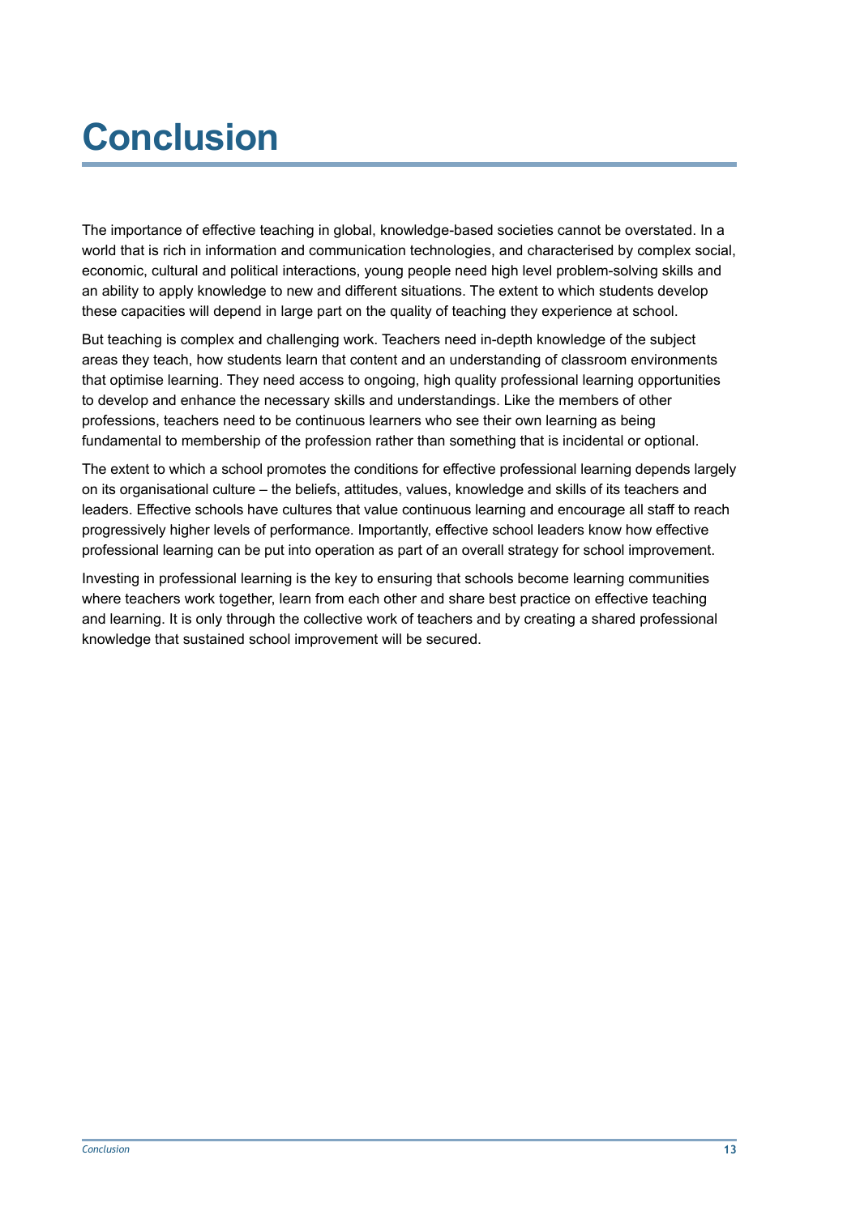# Conclusion

The importance of effective teaching in global, knowledge-based societies cannot be overstated. In a world that is rich in information and communication technologies, and characterised by complex social, economic, cultural and political interactions, young people need high level problem-solving skills and an ability to apply knowledge to new and different situations. The extent to which students develop these capacities will depend in large part on the quality of teaching they experience at school.

But teaching is complex and challenging work. Teachers need in-depth knowledge of the subject areas they teach, how students learn that content and an understanding of classroom environments that optimise learning. They need access to ongoing, high quality professional learning opportunities to develop and enhance the necessary skills and understandings. Like the members of other professions, teachers need to be continuous learners who see their own learning as being fundamental to membership of the profession rather than something that is incidental or optional.

The extent to which a school promotes the conditions for effective professional learning depends largely on its organisational culture – the beliefs, attitudes, values, knowledge and skills of its teachers and leaders. Effective schools have cultures that value continuous learning and encourage all staff to reach progressively higher levels of performance. Importantly, effective school leaders know how effective professional learning can be put into operation as part of an overall strategy for school improvement.

Investing in professional learning is the key to ensuring that schools become learning communities where teachers work together, learn from each other and share best practice on effective teaching and learning. It is only through the collective work of teachers and by creating a shared professional knowledge that sustained school improvement will be secured.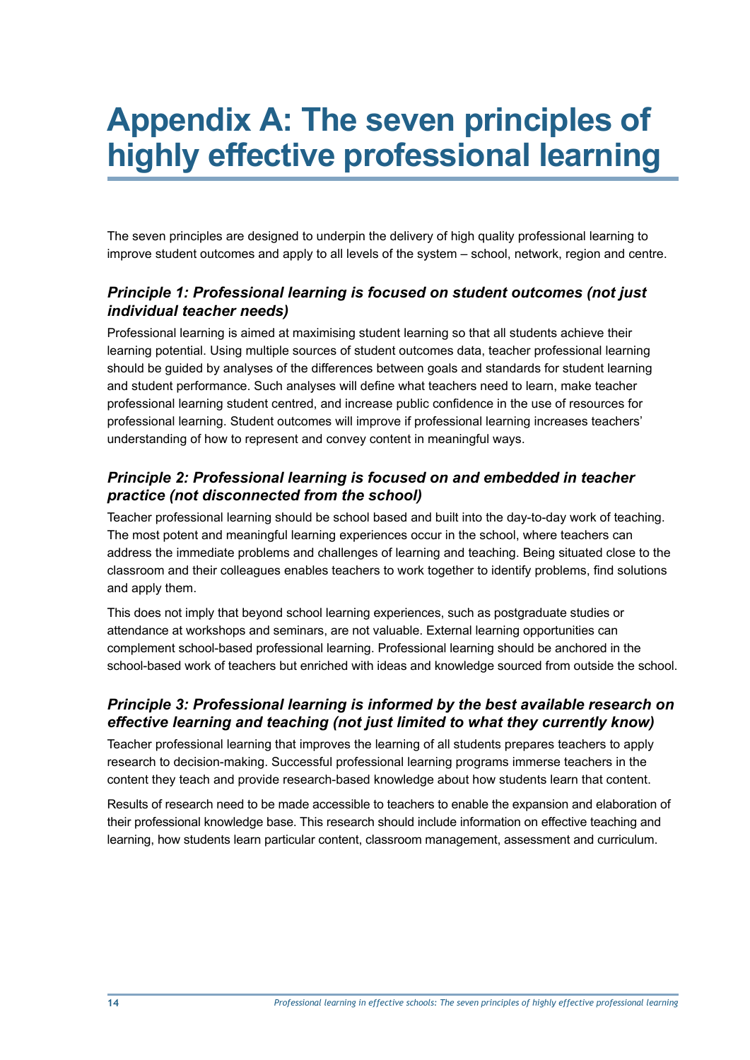# Appendix A: The seven principles of highly effective professional learning

The seven principles are designed to underpin the delivery of high quality professional learning to improve student outcomes and apply to all levels of the system – school, network, region and centre.

### *Principle 1: Professional learning is focused on student outcomes (not just individual teacher needs)*

Professional learning is aimed at maximising student learning so that all students achieve their learning potential. Using multiple sources of student outcomes data, teacher professional learning should be guided by analyses of the differences between goals and standards for student learning and student performance. Such analyses will define what teachers need to learn, make teacher professional learning student centred, and increase public confidence in the use of resources for professional learning. Student outcomes will improve if professional learning increases teachers' understanding of how to represent and convey content in meaningful ways.

### *Principle 2: Professional learning is focused on and embedded in teacher practice (not disconnected from the school)*

Teacher professional learning should be school based and built into the day-to-day work of teaching. The most potent and meaningful learning experiences occur in the school, where teachers can address the immediate problems and challenges of learning and teaching. Being situated close to the classroom and their colleagues enables teachers to work together to identify problems, find solutions and apply them.

This does not imply that beyond school learning experiences, such as postgraduate studies or attendance at workshops and seminars, are not valuable. External learning opportunities can complement school-based professional learning. Professional learning should be anchored in the school-based work of teachers but enriched with ideas and knowledge sourced from outside the school.

### *Principle 3: Professional learning is informed by the best available research on effective learning and teaching (not just limited to what they currently know)*

Teacher professional learning that improves the learning of all students prepares teachers to apply research to decision-making. Successful professional learning programs immerse teachers in the content they teach and provide research-based knowledge about how students learn that content.

Results of research need to be made accessible to teachers to enable the expansion and elaboration of their professional knowledge base. This research should include information on effective teaching and learning, how students learn particular content, classroom management, assessment and curriculum.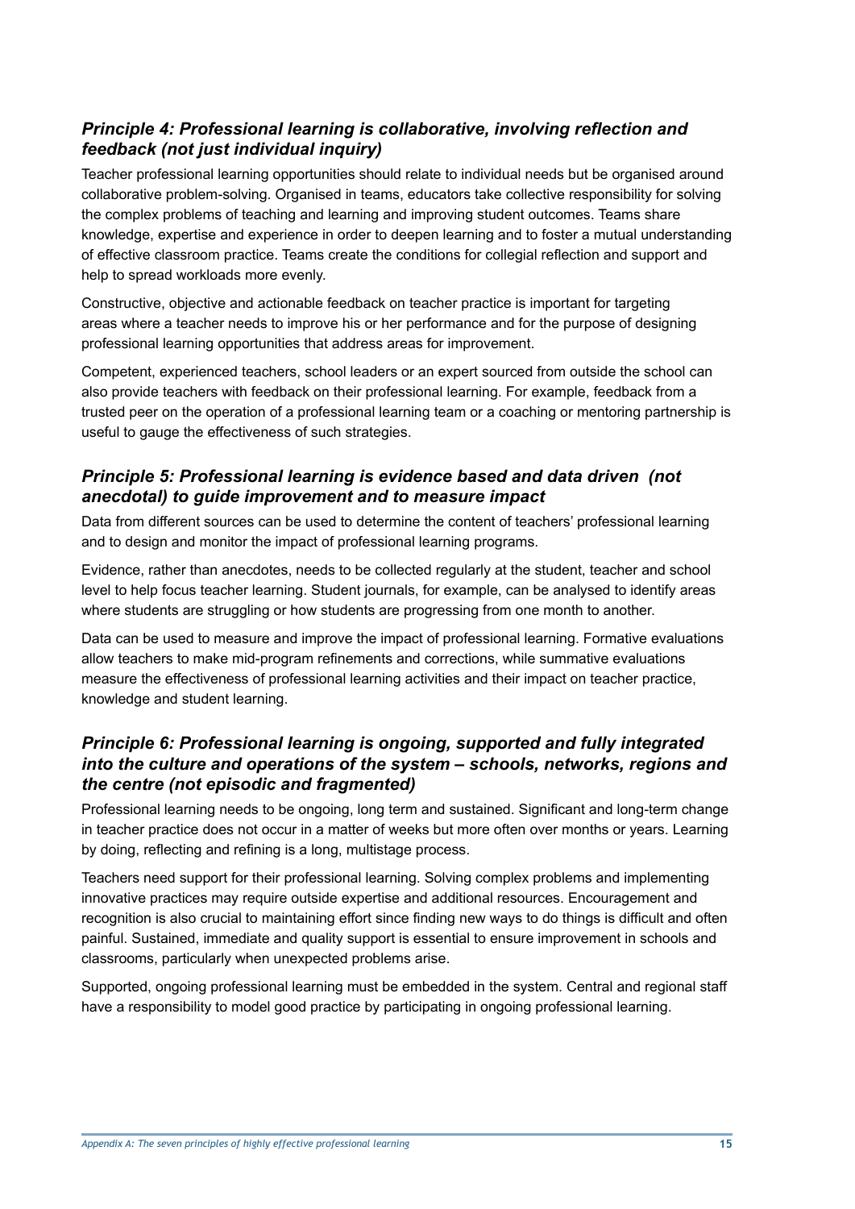### *Principle 4: Professional learning is collaborative, involving reflection and feedback (not just individual inquiry)*

Teacher professional learning opportunities should relate to individual needs but be organised around collaborative problem-solving. Organised in teams, educators take collective responsibility for solving the complex problems of teaching and learning and improving student outcomes. Teams share knowledge, expertise and experience in order to deepen learning and to foster a mutual understanding of effective classroom practice. Teams create the conditions for collegial reflection and support and help to spread workloads more evenly.

Constructive, objective and actionable feedback on teacher practice is important for targeting areas where a teacher needs to improve his or her performance and for the purpose of designing professional learning opportunities that address areas for improvement.

Competent, experienced teachers, school leaders or an expert sourced from outside the school can also provide teachers with feedback on their professional learning. For example, feedback from a trusted peer on the operation of a professional learning team or a coaching or mentoring partnership is useful to gauge the effectiveness of such strategies.

### *Principle 5: Professional learning is evidence based and data driven (not anecdotal) to guide improvement and to measure impact*

Data from different sources can be used to determine the content of teachers' professional learning and to design and monitor the impact of professional learning programs.

Evidence, rather than anecdotes, needs to be collected regularly at the student, teacher and school level to help focus teacher learning. Student journals, for example, can be analysed to identify areas where students are struggling or how students are progressing from one month to another.

Data can be used to measure and improve the impact of professional learning. Formative evaluations allow teachers to make mid-program refinements and corrections, while summative evaluations measure the effectiveness of professional learning activities and their impact on teacher practice, knowledge and student learning.

### *Principle 6: Professional learning is ongoing, supported and fully integrated into the culture and operations of the system – schools, networks, regions and the centre (not episodic and fragmented)*

Professional learning needs to be ongoing, long term and sustained. Significant and long-term change in teacher practice does not occur in a matter of weeks but more often over months or years. Learning by doing, reflecting and refining is a long, multistage process.

Teachers need support for their professional learning. Solving complex problems and implementing innovative practices may require outside expertise and additional resources. Encouragement and recognition is also crucial to maintaining effort since finding new ways to do things is difficult and often painful. Sustained, immediate and quality support is essential to ensure improvement in schools and classrooms, particularly when unexpected problems arise.

Supported, ongoing professional learning must be embedded in the system. Central and regional staff have a responsibility to model good practice by participating in ongoing professional learning.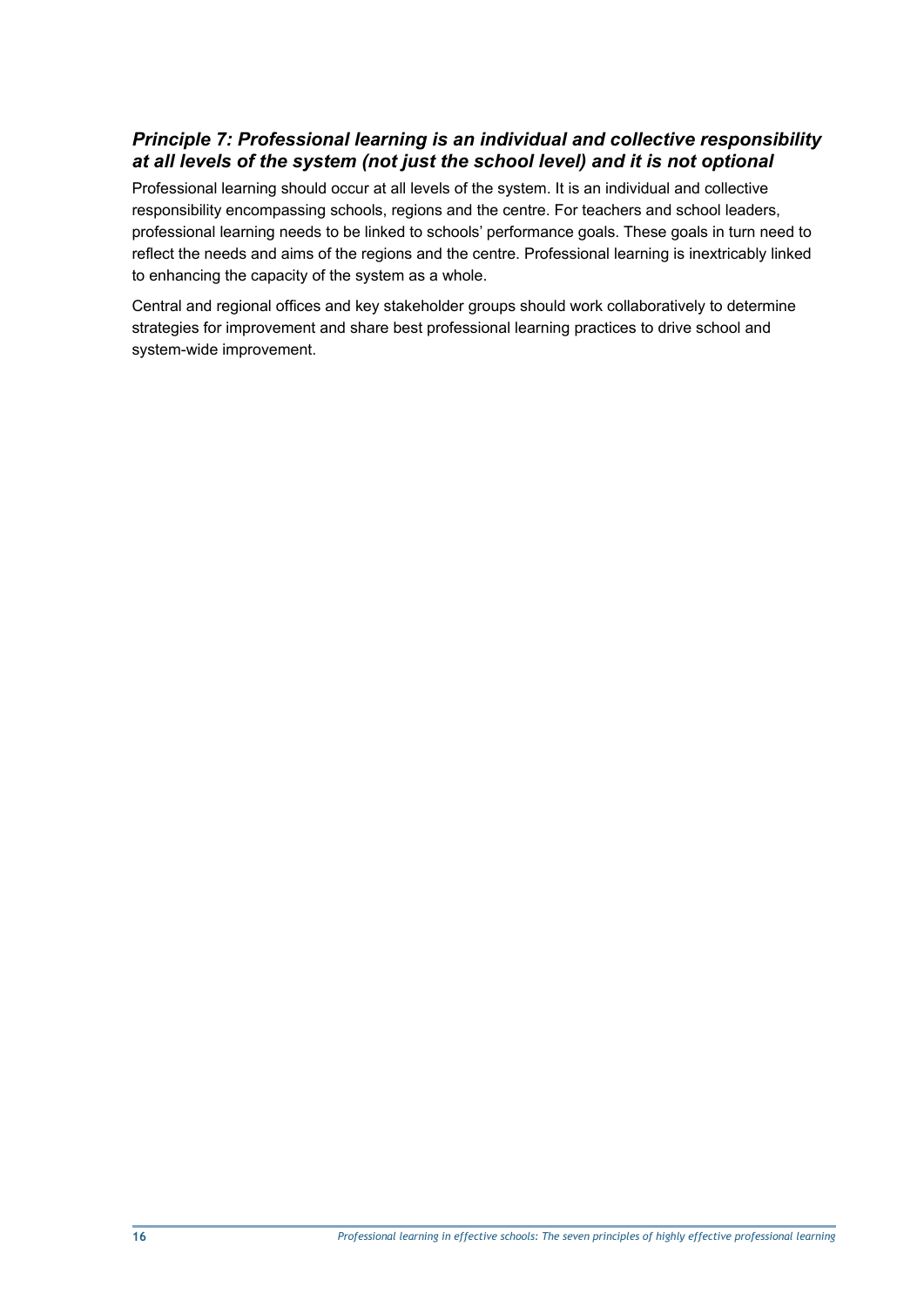### *Principle 7: Professional learning is an individual and collective responsibility at all levels of the system (not just the school level) and it is not optional*

Professional learning should occur at all levels of the system. It is an individual and collective responsibility encompassing schools, regions and the centre. For teachers and school leaders, professional learning needs to be linked to schools' performance goals. These goals in turn need to reflect the needs and aims of the regions and the centre. Professional learning is inextricably linked to enhancing the capacity of the system as a whole.

Central and regional offices and key stakeholder groups should work collaboratively to determine strategies for improvement and share best professional learning practices to drive school and system-wide improvement.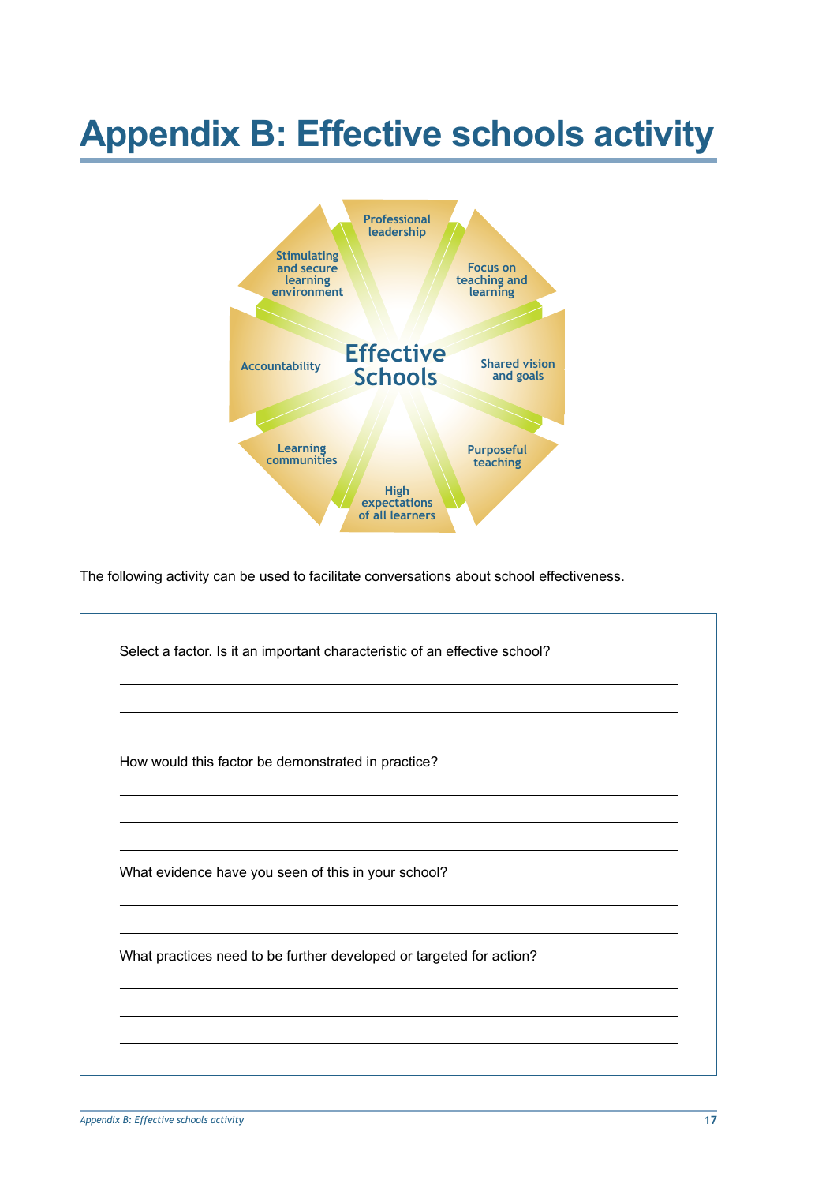# Appendix B: Effective schools activity

Effective Schools

- Professional leadership
- Focus on teaching and learning
- Shared vision and goals
- Purposeful teaching
- High expectations of all learners
- Learning communities
- Accountability
- Stimulating and secure learning environment

The following activity can be used to facilitate conversations about school effectiveness.

Select a factor. Is it an important characteristic of an effective school?

\_\_\_\_\_\_\_\_\_\_\_\_\_\_\_\_\_\_\_\_\_\_\_\_\_\_\_\_\_\_\_\_\_\_\_\_\_\_\_\_

\_\_\_\_\_\_\_\_\_\_\_\_\_\_\_\_\_\_\_\_\_\_\_\_\_\_\_\_\_\_\_\_\_\_\_\_\_\_\_\_

\_\_\_\_\_\_\_\_\_\_\_\_\_\_\_\_\_\_\_\_\_\_\_\_\_\_\_\_\_\_\_\_\_\_\_\_\_\_\_\_

How would this factor be demonstrated in practice?

\_\_\_\_\_\_\_\_\_\_\_\_\_\_\_\_\_\_\_\_\_\_\_\_\_\_\_\_\_\_\_\_\_\_\_\_\_\_\_\_

\_\_\_\_\_\_\_\_\_\_\_\_\_\_\_\_\_\_\_\_\_\_\_\_\_\_\_\_\_\_\_\_\_\_\_\_\_\_\_\_

\_\_\_\_\_\_\_\_\_\_\_\_\_\_\_\_\_\_\_\_\_\_\_\_\_\_\_\_\_\_\_\_\_\_\_\_\_\_\_\_

What evidence have you seen of this in your school?

\_\_\_\_\_\_\_\_\_\_\_\_\_\_\_\_\_\_\_\_\_\_\_\_\_\_\_\_\_\_\_\_\_\_\_\_\_\_\_\_

\_\_\_\_\_\_\_\_\_\_\_\_\_\_\_\_\_\_\_\_\_\_\_\_\_\_\_\_\_\_\_\_\_\_\_\_\_\_\_\_

What practices need to be further developed or targeted for action?

\_\_\_\_\_\_\_\_\_\_\_\_\_\_\_\_\_\_\_\_\_\_\_\_\_\_\_\_\_\_\_\_\_\_\_\_\_\_\_\_

\_\_\_\_\_\_\_\_\_\_\_\_\_\_\_\_\_\_\_\_\_\_\_\_\_\_\_\_\_\_\_\_\_\_\_\_\_\_\_\_

\_\_\_\_\_\_\_\_\_\_\_\_\_\_\_\_\_\_\_\_\_\_\_\_\_\_\_\_\_\_\_\_\_\_\_\_\_\_\_\_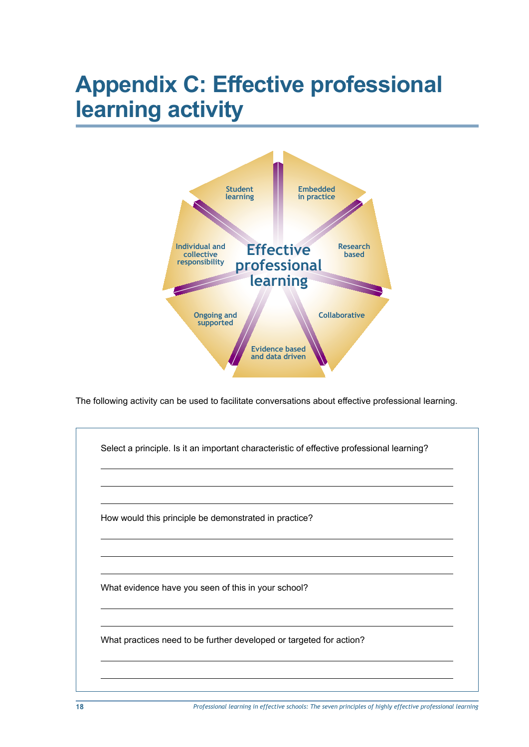# Appendix C: Effective professional learning activity

Effective professional learning

Student learning

Embedded in practice

Research based

Collaborative

Evidence based and data driven

Ongoing and supported

Individual and collective responsibility

The following activity can be used to facilitate conversations about effective professional learning.

Select a principle. Is it an important characteristic of effective professional learning?

______________________________________________________________________

______________________________________________________________________

______________________________________________________________________

How would this principle be demonstrated in practice?

______________________________________________________________________

______________________________________________________________________

______________________________________________________________________

What evidence have you seen of this in your school?

______________________________________________________________________

______________________________________________________________________

What practices need to be further developed or targeted for action?

______________________________________________________________________

______________________________________________________________________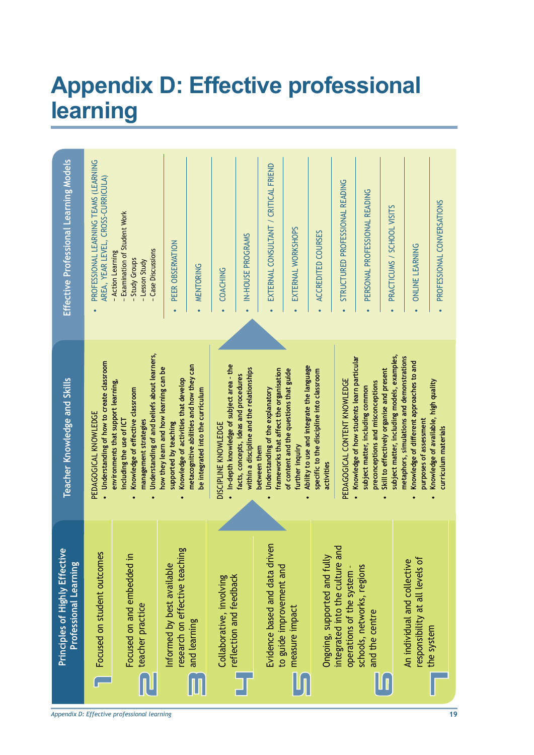# Appendix D: Effective professional learning

## Principles of Highly Effective Professional Learning

1. Focused on student outcomes
2. Focused on and embedded in teacher practice
3. Informed by best available research on effective teaching and learning
4. Collaborative, involving reflection and feedback
5. Evidence based and data driven to guide improvement and measure impact
6. Ongoing, supported and fully integrated into the culture and operations of the system - schools, networks, regions and the centre
7. An individual and collective responsibility at all levels of the system

## Teacher Knowledge and Skills

PEDAGOGICAL KNOWLEDGE

- Understanding of how to create classroom environments that support learning, including the use of ICT
- Knowledge of effective classroom management strategies
- Understanding of and beliefs about learners, how they learn and how learning can be supported by teaching
- Knowledge of activities that develop metacognitive abilities and how they can be integrated into the curriculum

DISCIPLINE KNOWLEDGE

- In-depth knowledge of subject area - the facts, concepts, ideas and procedures within a discipline and the relationships between them
- Understanding of the explanatory frameworks that affect the organisation of content and the questions that guide further inquiry
- Ability to use and integrate the language specific to the discipline into classroom activities

PEDAGOGICAL CONTENT KNOWLEDGE

- Knowledge of how students learn particular subject matter, including common preconceptions and misconceptions
- Skill to effectively organise and present subject matter, including models, examples, metaphors, simulations and demonstrations
- Knowledge of different approaches to and purposes of assessment
- Knowledge of available, high quality curriculum materials

## Effective Professional Learning Models

- PROFESSIONAL LEARNING TEAMS (LEARNING AREA, YEAR LEVEL, CROSS-CURRICULA)
  - Action Learning
  - Examination of Student Work
  - Study Groups
  - Lesson Study
  - Case Discussions
- PEER OBSERVATION
- MENTORING
- COACHING
- IN-HOUSE PROGRAMS
- EXTERNAL CONSULTANT / CRITICAL FRIEND
- EXTERNAL WORKSHOPS
- ACCREDITED COURSES
- STRUCTURED PROFESSIONAL READING
- PERSONAL PROFESSIONAL READING
- PRACTICUMS / SCHOOL VISITS
- ONLINE LEARNING
- PROFESSIONAL CONVERSATIONS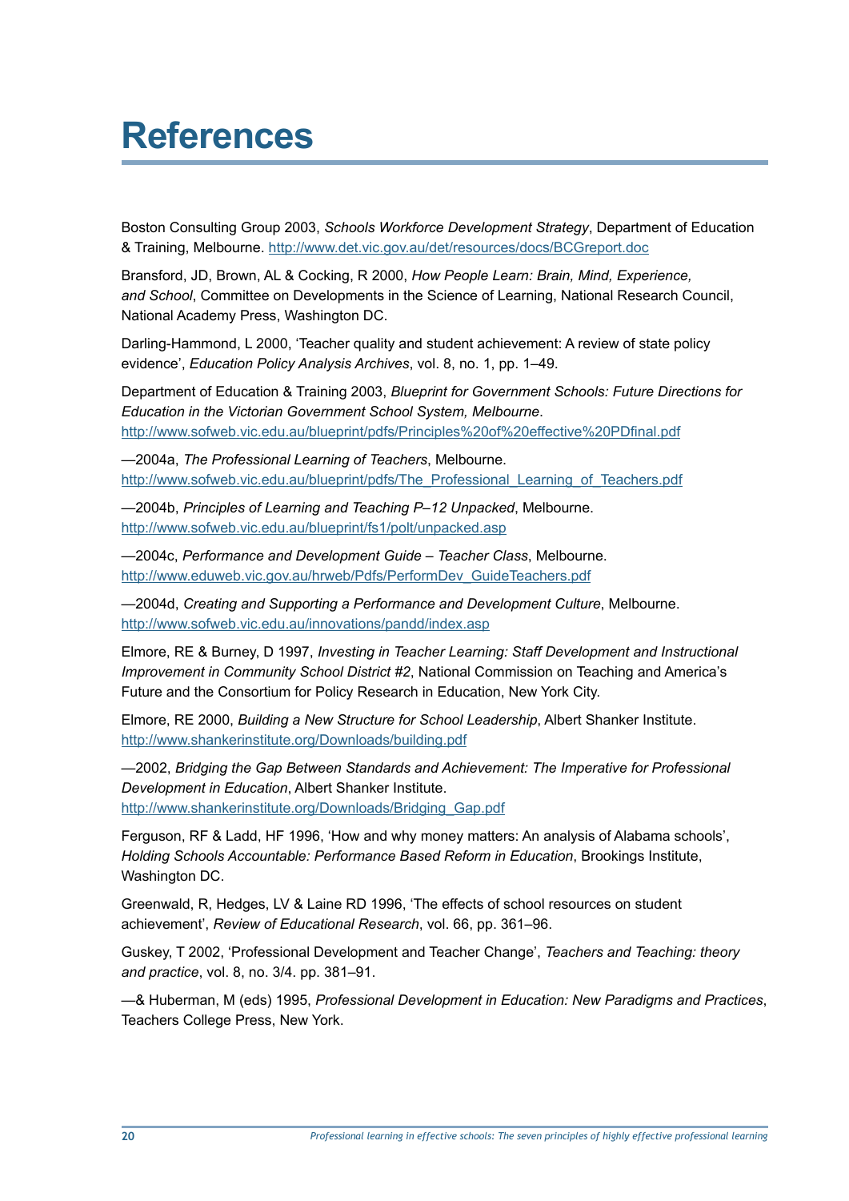# References

Boston Consulting Group 2003, *Schools Workforce Development Strategy*, Department of Education & Training, Melbourne. http://www.det.vic.gov.au/det/resources/docs/BCGreport.doc

Bransford, JD, Brown, AL & Cocking, R 2000, *How People Learn: Brain, Mind, Experience, and School*, Committee on Developments in the Science of Learning, National Research Council, National Academy Press, Washington DC.

Darling-Hammond, L 2000, 'Teacher quality and student achievement: A review of state policy evidence', *Education Policy Analysis Archives*, vol. 8, no. 1, pp. 1–49.

Department of Education & Training 2003, *Blueprint for Government Schools: Future Directions for Education in the Victorian Government School System, Melbourne*. http://www.sofweb.vic.edu.au/blueprint/pdfs/Principles%20of%20effective%20PDfinal.pdf

—2004a, *The Professional Learning of Teachers*, Melbourne. http://www.sofweb.vic.edu.au/blueprint/pdfs/The_Professional_Learning_of_Teachers.pdf

—2004b, *Principles of Learning and Teaching P–12 Unpacked*, Melbourne. http://www.sofweb.vic.edu.au/blueprint/fs1/polt/unpacked.asp

—2004c, *Performance and Development Guide – Teacher Class*, Melbourne. http://www.eduweb.vic.gov.au/hrweb/Pdfs/PerformDev_GuideTeachers.pdf

—2004d, *Creating and Supporting a Performance and Development Culture*, Melbourne. http://www.sofweb.vic.edu.au/innovations/pandd/index.asp

Elmore, RE & Burney, D 1997, *Investing in Teacher Learning: Staff Development and Instructional Improvement in Community School District #2*, National Commission on Teaching and America's Future and the Consortium for Policy Research in Education, New York City.

Elmore, RE 2000, *Building a New Structure for School Leadership*, Albert Shanker Institute. http://www.shankerinstitute.org/Downloads/building.pdf

—2002, *Bridging the Gap Between Standards and Achievement: The Imperative for Professional Development in Education*, Albert Shanker Institute. http://www.shankerinstitute.org/Downloads/Bridging_Gap.pdf

Ferguson, RF & Ladd, HF 1996, 'How and why money matters: An analysis of Alabama schools', *Holding Schools Accountable: Performance Based Reform in Education*, Brookings Institute, Washington DC.

Greenwald, R, Hedges, LV & Laine RD 1996, 'The effects of school resources on student achievement', *Review of Educational Research*, vol. 66, pp. 361–96.

Guskey, T 2002, 'Professional Development and Teacher Change', *Teachers and Teaching: theory and practice*, vol. 8, no. 3/4. pp. 381–91.

—& Huberman, M (eds) 1995, *Professional Development in Education: New Paradigms and Practices*, Teachers College Press, New York.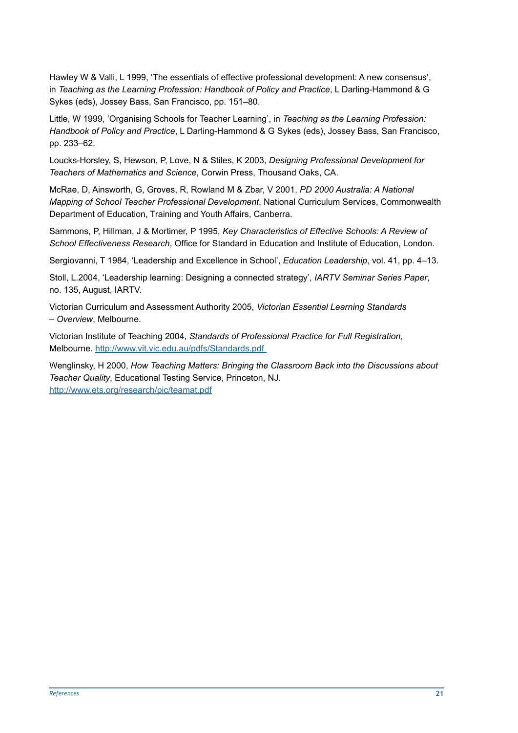Hawley W & Valli, L 1999, 'The essentials of effective professional development: A new consensus', in *Teaching as the Learning Profession: Handbook of Policy and Practice*, L Darling-Hammond & G Sykes (eds), Jossey Bass, San Francisco, pp. 151–80.

Little, W 1999, 'Organising Schools for Teacher Learning', in *Teaching as the Learning Profession: Handbook of Policy and Practice*, L Darling-Hammond & G Sykes (eds), Jossey Bass, San Francisco, pp. 233–62.

Loucks-Horsley, S, Hewson, P, Love, N & Stiles, K 2003, *Designing Professional Development for Teachers of Mathematics and Science*, Corwin Press, Thousand Oaks, CA.

McRae, D, Ainsworth, G, Groves, R, Rowland M & Zbar, V 2001, *PD 2000 Australia: A National Mapping of School Teacher Professional Development*, National Curriculum Services, Commonwealth Department of Education, Training and Youth Affairs, Canberra.

Sammons, P, Hillman, J & Mortimer, P 1995, *Key Characteristics of Effective Schools: A Review of School Effectiveness Research*, Office for Standard in Education and Institute of Education, London.

Sergiovanni, T 1984, 'Leadership and Excellence in School', *Education Leadership*, vol. 41, pp. 4–13.

Stoll, L.2004, 'Leadership learning: Designing a connected strategy', *IARTV Seminar Series Paper*, no. 135, August, IARTV.

Victorian Curriculum and Assessment Authority 2005, *Victorian Essential Learning Standards – Overview*, Melbourne.

Victorian Institute of Teaching 2004, *Standards of Professional Practice for Full Registration*, Melbourne. http://www.vit.vic.edu.au/pdfs/Standards.pdf

Wenglinsky, H 2000, *How Teaching Matters: Bringing the Classroom Back into the Discussions about Teacher Quality*, Educational Testing Service, Princeton, NJ. http://www.ets.org/research/pic/teamat.pdf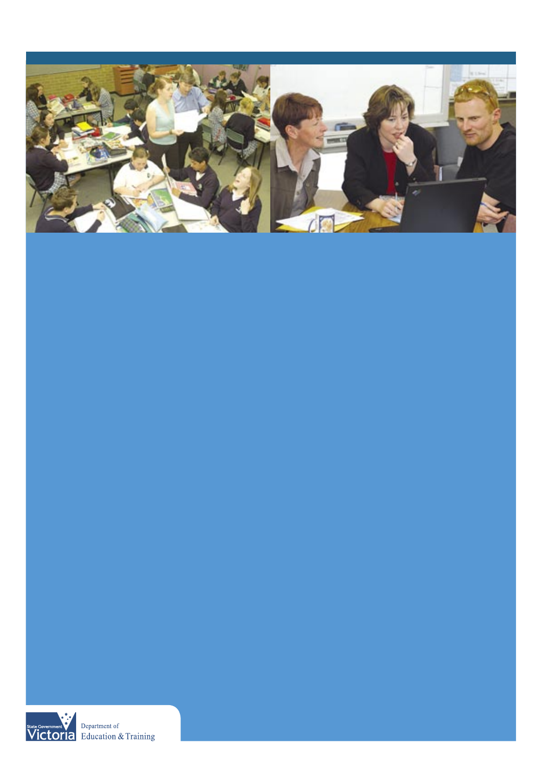State Government Victoria

Department of Education & Training